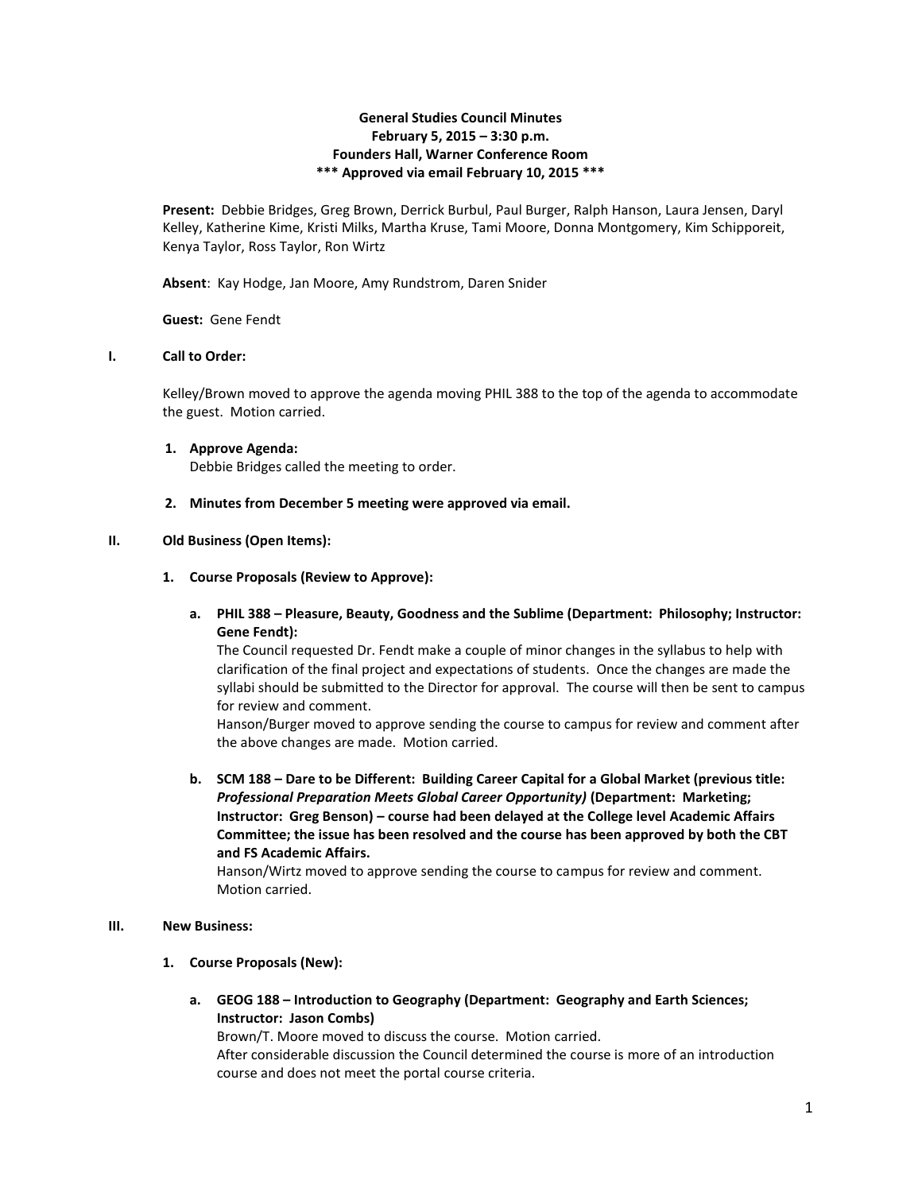**General Studies Council Minutes**
**February 5, 2015 – 3:30 p.m.**
**Founders Hall, Warner Conference Room**
**\*\*\* Approved via email February 10, 2015 \*\*\***

**Present:** Debbie Bridges, Greg Brown, Derrick Burbul, Paul Burger, Ralph Hanson, Laura Jensen, Daryl Kelley, Katherine Kime, Kristi Milks, Martha Kruse, Tami Moore, Donna Montgomery, Kim Schipporeit, Kenya Taylor, Ross Taylor, Ron Wirtz

**Absent**: Kay Hodge, Jan Moore, Amy Rundstrom, Daren Snider

**Guest:** Gene Fendt

## I. Call to Order:

Kelley/Brown moved to approve the agenda moving PHIL 388 to the top of the agenda to accommodate the guest. Motion carried.

1. **Approve Agenda:**
   Debbie Bridges called the meeting to order.

2. **Minutes from December 5 meeting were approved via email.**

## II. Old Business (Open Items):

1. **Course Proposals (Review to Approve):**

   a. **PHIL 388 – Pleasure, Beauty, Goodness and the Sublime (Department: Philosophy; Instructor: Gene Fendt):**
   The Council requested Dr. Fendt make a couple of minor changes in the syllabus to help with clarification of the final project and expectations of students. Once the changes are made the syllabi should be submitted to the Director for approval. The course will then be sent to campus for review and comment.
   Hanson/Burger moved to approve sending the course to campus for review and comment after the above changes are made. Motion carried.

   b. **SCM 188 – Dare to be Different: Building Career Capital for a Global Market (previous title: *Professional Preparation Meets Global Career Opportunity)* (Department: Marketing; Instructor: Greg Benson) – course had been delayed at the College level Academic Affairs Committee; the issue has been resolved and the course has been approved by both the CBT and FS Academic Affairs.**
   Hanson/Wirtz moved to approve sending the course to campus for review and comment. Motion carried.

## III. New Business:

1. **Course Proposals (New):**

   a. **GEOG 188 – Introduction to Geography (Department: Geography and Earth Sciences; Instructor: Jason Combs)**
   Brown/T. Moore moved to discuss the course. Motion carried.
   After considerable discussion the Council determined the course is more of an introduction course and does not meet the portal course criteria.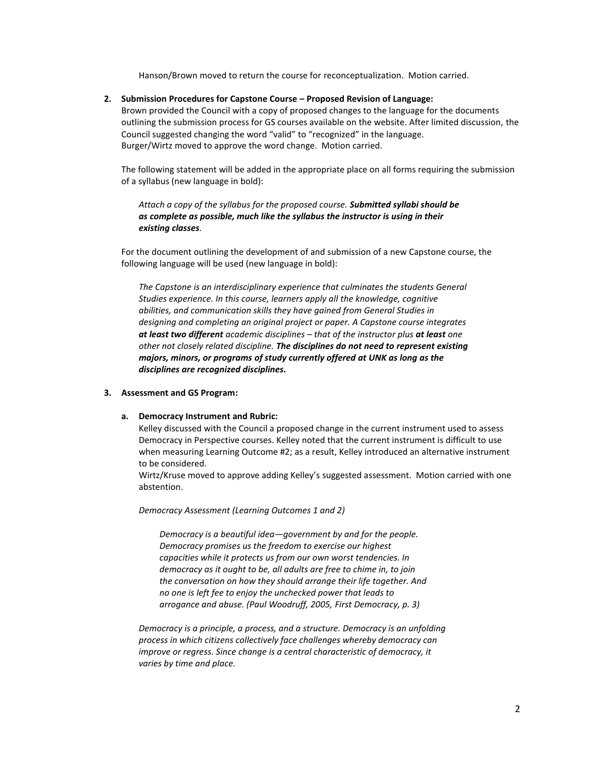Hanson/Brown moved to return the course for reconceptualization. Motion carried.

**2. Submission Procedures for Capstone Course – Proposed Revision of Language:**

Brown provided the Council with a copy of proposed changes to the language for the documents outlining the submission process for GS courses available on the website. After limited discussion, the Council suggested changing the word "valid" to "recognized" in the language.
Burger/Wirtz moved to approve the word change. Motion carried.

The following statement will be added in the appropriate place on all forms requiring the submission of a syllabus (new language in bold):

> *Attach a copy of the syllabus for the proposed course.* ***Submitted syllabi should be as complete as possible, much like the syllabus the instructor is using in their existing classes****.*

For the document outlining the development of and submission of a new Capstone course, the following language will be used (new language in bold):

> *The Capstone is an interdisciplinary experience that culminates the students General Studies experience. In this course, learners apply all the knowledge, cognitive abilities, and communication skills they have gained from General Studies in designing and completing an original project or paper. A Capstone course integrates* ***at least two different*** *academic disciplines – that of the instructor plus* ***at least*** *one other not closely related discipline.* ***The disciplines do not need to represent existing majors, minors, or programs of study currently offered at UNK as long as the disciplines are recognized disciplines.***

**3. Assessment and GS Program:**

**a. Democracy Instrument and Rubric:**

Kelley discussed with the Council a proposed change in the current instrument used to assess Democracy in Perspective courses. Kelley noted that the current instrument is difficult to use when measuring Learning Outcome #2; as a result, Kelley introduced an alternative instrument to be considered.
Wirtz/Kruse moved to approve adding Kelley's suggested assessment. Motion carried with one abstention.

*Democracy Assessment (Learning Outcomes 1 and 2)*

> *Democracy is a beautiful idea—government by and for the people. Democracy promises us the freedom to exercise our highest capacities while it protects us from our own worst tendencies. In democracy as it ought to be, all adults are free to chime in, to join the conversation on how they should arrange their life together. And no one is left fee to enjoy the unchecked power that leads to arrogance and abuse. (Paul Woodruff, 2005, First Democracy, p. 3)*

*Democracy is a principle, a process, and a structure. Democracy is an unfolding process in which citizens collectively face challenges whereby democracy can improve or regress. Since change is a central characteristic of democracy, it varies by time and place.*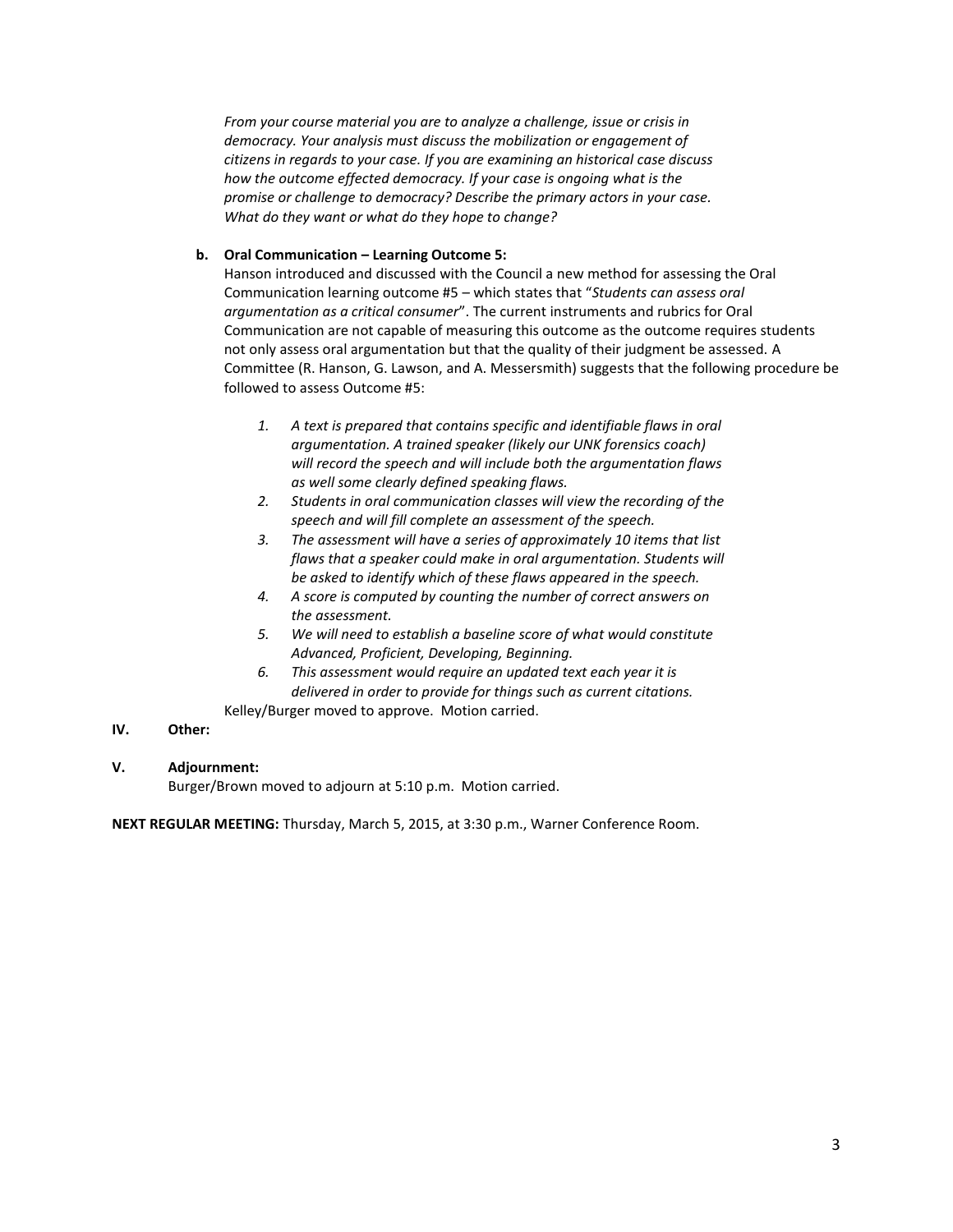*From your course material you are to analyze a challenge, issue or crisis in democracy. Your analysis must discuss the mobilization or engagement of citizens in regards to your case. If you are examining an historical case discuss how the outcome effected democracy. If your case is ongoing what is the promise or challenge to democracy? Describe the primary actors in your case. What do they want or what do they hope to change?*

**b. Oral Communication – Learning Outcome 5:**

Hanson introduced and discussed with the Council a new method for assessing the Oral Communication learning outcome #5 – which states that "*Students can assess oral argumentation as a critical consumer*". The current instruments and rubrics for Oral Communication are not capable of measuring this outcome as the outcome requires students not only assess oral argumentation but that the quality of their judgment be assessed. A Committee (R. Hanson, G. Lawson, and A. Messersmith) suggests that the following procedure be followed to assess Outcome #5:

1. *A text is prepared that contains specific and identifiable flaws in oral argumentation. A trained speaker (likely our UNK forensics coach) will record the speech and will include both the argumentation flaws as well some clearly defined speaking flaws.*
2. *Students in oral communication classes will view the recording of the speech and will fill complete an assessment of the speech.*
3. *The assessment will have a series of approximately 10 items that list flaws that a speaker could make in oral argumentation. Students will be asked to identify which of these flaws appeared in the speech.*
4. *A score is computed by counting the number of correct answers on the assessment.*
5. *We will need to establish a baseline score of what would constitute Advanced, Proficient, Developing, Beginning.*
6. *This assessment would require an updated text each year it is delivered in order to provide for things such as current citations.*

Kelley/Burger moved to approve. Motion carried.

**IV. Other:**

**V. Adjournment:**

Burger/Brown moved to adjourn at 5:10 p.m. Motion carried.

**NEXT REGULAR MEETING:** Thursday, March 5, 2015, at 3:30 p.m., Warner Conference Room.